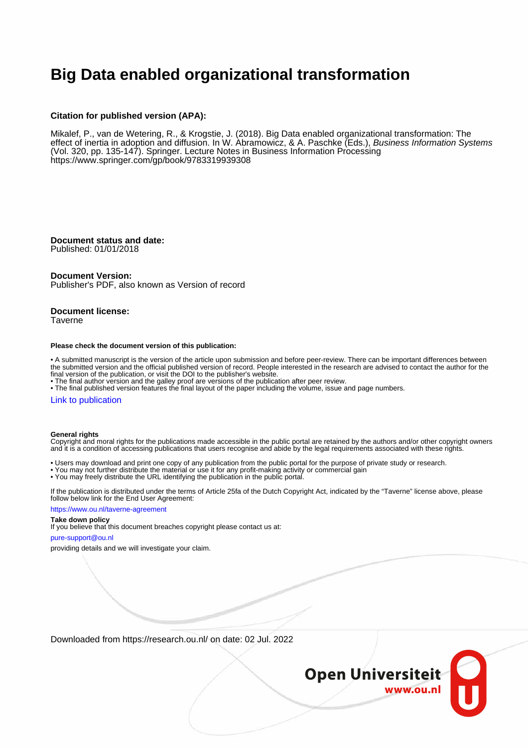# Big Data enabled organizational transformation

**Citation for published version (APA):**

Mikalef, P., van de Wetering, R., & Krogstie, J. (2018). Big Data enabled organizational transformation: The effect of inertia in adoption and diffusion. In W. Abramowicz, & A. Paschke (Eds.), *Business Information Systems* (Vol. 320, pp. 135-147). Springer. Lecture Notes in Business Information Processing https://www.springer.com/gp/book/9783319939308

**Document status and date:**
Published: 01/01/2018

**Document Version:**
Publisher's PDF, also known as Version of record

**Document license:**
Taverne

**Please check the document version of this publication:**

• A submitted manuscript is the version of the article upon submission and before peer-review. There can be important differences between the submitted version and the official published version of record. People interested in the research are advised to contact the author for the final version of the publication, or visit the DOI to the publisher's website.
• The final author version and the galley proof are versions of the publication after peer review.
• The final published version features the final layout of the paper including the volume, issue and page numbers.

Link to publication

**General rights**
Copyright and moral rights for the publications made accessible in the public portal are retained by the authors and/or other copyright owners and it is a condition of accessing publications that users recognise and abide by the legal requirements associated with these rights.

• Users may download and print one copy of any publication from the public portal for the purpose of private study or research.
• You may not further distribute the material or use it for any profit-making activity or commercial gain
• You may freely distribute the URL identifying the publication in the public portal.

If the publication is distributed under the terms of Article 25fa of the Dutch Copyright Act, indicated by the "Taverne" license above, please follow below link for the End User Agreement:

https://www.ou.nl/taverne-agreement

**Take down policy**
If you believe that this document breaches copyright please contact us at:

pure-support@ou.nl

providing details and we will investigate your claim.

Downloaded from https://research.ou.nl/ on date: 02 Jul. 2022

Open Universiteit
www.ou.nl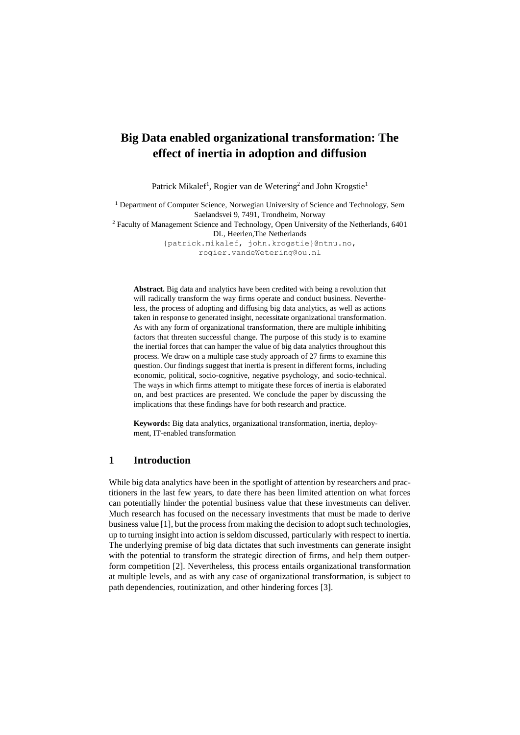# Big Data enabled organizational transformation: The effect of inertia in adoption and diffusion

Patrick Mikalef[1], Rogier van de Wetering[2] and John Krogstie[1]

[1] Department of Computer Science, Norwegian University of Science and Technology, Sem Saelandsvei 9, 7491, Trondheim, Norway

[2] Faculty of Management Science and Technology, Open University of the Netherlands, 6401 DL, Heerlen,The Netherlands

{patrick.mikalef, john.krogstie}@ntnu.no, rogier.vandeWetering@ou.nl

**Abstract.** Big data and analytics have been credited with being a revolution that will radically transform the way firms operate and conduct business. Nevertheless, the process of adopting and diffusing big data analytics, as well as actions taken in response to generated insight, necessitate organizational transformation. As with any form of organizational transformation, there are multiple inhibiting factors that threaten successful change. The purpose of this study is to examine the inertial forces that can hamper the value of big data analytics throughout this process. We draw on a multiple case study approach of 27 firms to examine this question. Our findings suggest that inertia is present in different forms, including economic, political, socio-cognitive, negative psychology, and socio-technical. The ways in which firms attempt to mitigate these forces of inertia is elaborated on, and best practices are presented. We conclude the paper by discussing the implications that these findings have for both research and practice.

**Keywords:** Big data analytics, organizational transformation, inertia, deployment, IT-enabled transformation

## 1 Introduction

While big data analytics have been in the spotlight of attention by researchers and practitioners in the last few years, to date there has been limited attention on what forces can potentially hinder the potential business value that these investments can deliver. Much research has focused on the necessary investments that must be made to derive business value [1], but the process from making the decision to adopt such technologies, up to turning insight into action is seldom discussed, particularly with respect to inertia. The underlying premise of big data dictates that such investments can generate insight with the potential to transform the strategic direction of firms, and help them outperform competition [2]. Nevertheless, this process entails organizational transformation at multiple levels, and as with any case of organizational transformation, is subject to path dependencies, routinization, and other hindering forces [3].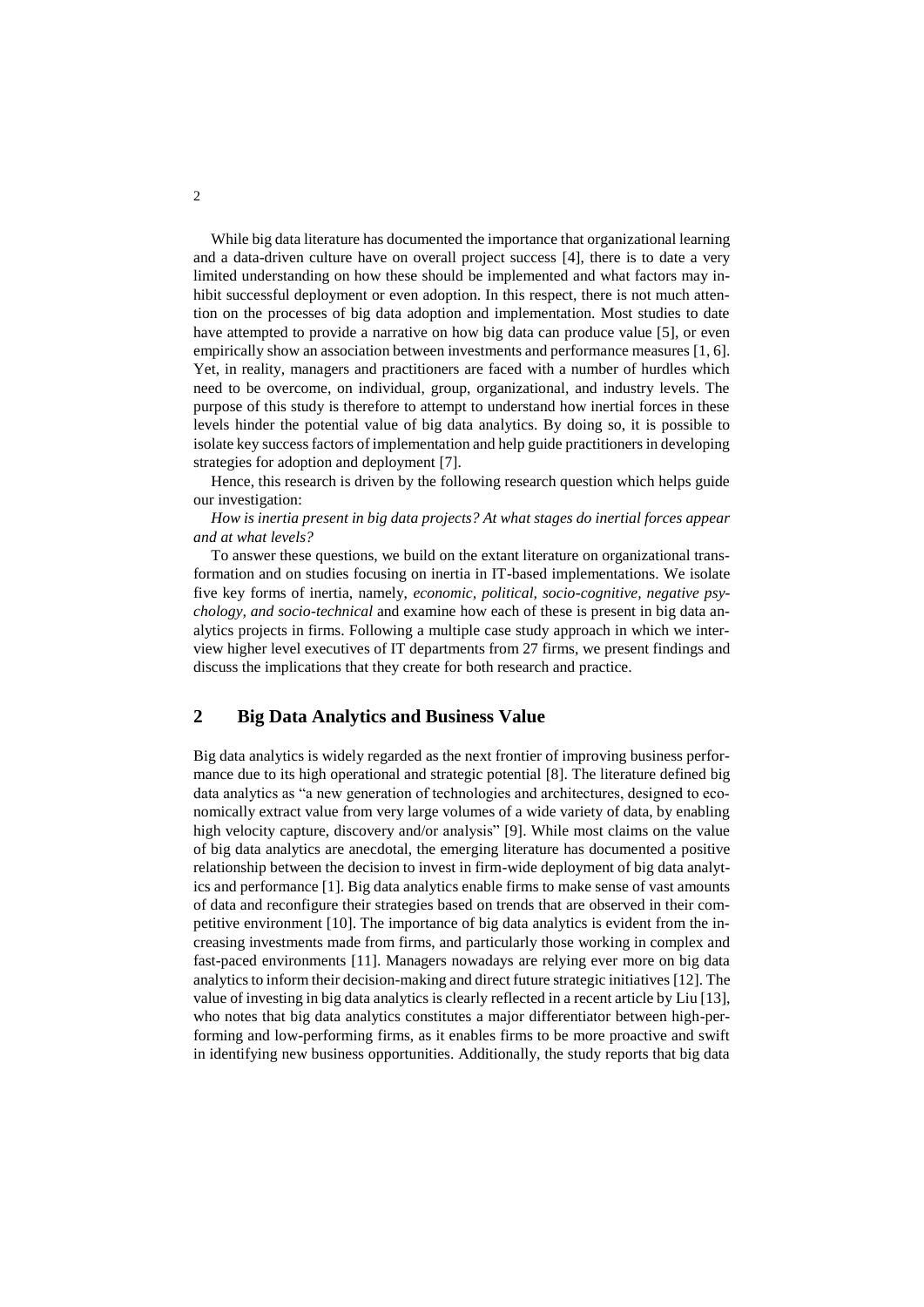While big data literature has documented the importance that organizational learning and a data-driven culture have on overall project success [4], there is to date a very limited understanding on how these should be implemented and what factors may inhibit successful deployment or even adoption. In this respect, there is not much attention on the processes of big data adoption and implementation. Most studies to date have attempted to provide a narrative on how big data can produce value [5], or even empirically show an association between investments and performance measures [1, 6]. Yet, in reality, managers and practitioners are faced with a number of hurdles which need to be overcome, on individual, group, organizational, and industry levels. The purpose of this study is therefore to attempt to understand how inertial forces in these levels hinder the potential value of big data analytics. By doing so, it is possible to isolate key success factors of implementation and help guide practitioners in developing strategies for adoption and deployment [7].

Hence, this research is driven by the following research question which helps guide our investigation:

*How is inertia present in big data projects? At what stages do inertial forces appear and at what levels?*

To answer these questions, we build on the extant literature on organizational transformation and on studies focusing on inertia in IT-based implementations. We isolate five key forms of inertia, namely, *economic, political, socio-cognitive, negative psychology, and socio-technical* and examine how each of these is present in big data analytics projects in firms. Following a multiple case study approach in which we interview higher level executives of IT departments from 27 firms, we present findings and discuss the implications that they create for both research and practice.

## 2 Big Data Analytics and Business Value

Big data analytics is widely regarded as the next frontier of improving business performance due to its high operational and strategic potential [8]. The literature defined big data analytics as "a new generation of technologies and architectures, designed to economically extract value from very large volumes of a wide variety of data, by enabling high velocity capture, discovery and/or analysis" [9]. While most claims on the value of big data analytics are anecdotal, the emerging literature has documented a positive relationship between the decision to invest in firm-wide deployment of big data analytics and performance [1]. Big data analytics enable firms to make sense of vast amounts of data and reconfigure their strategies based on trends that are observed in their competitive environment [10]. The importance of big data analytics is evident from the increasing investments made from firms, and particularly those working in complex and fast-paced environments [11]. Managers nowadays are relying ever more on big data analytics to inform their decision-making and direct future strategic initiatives [12]. The value of investing in big data analytics is clearly reflected in a recent article by Liu [13], who notes that big data analytics constitutes a major differentiator between high-performing and low-performing firms, as it enables firms to be more proactive and swift in identifying new business opportunities. Additionally, the study reports that big data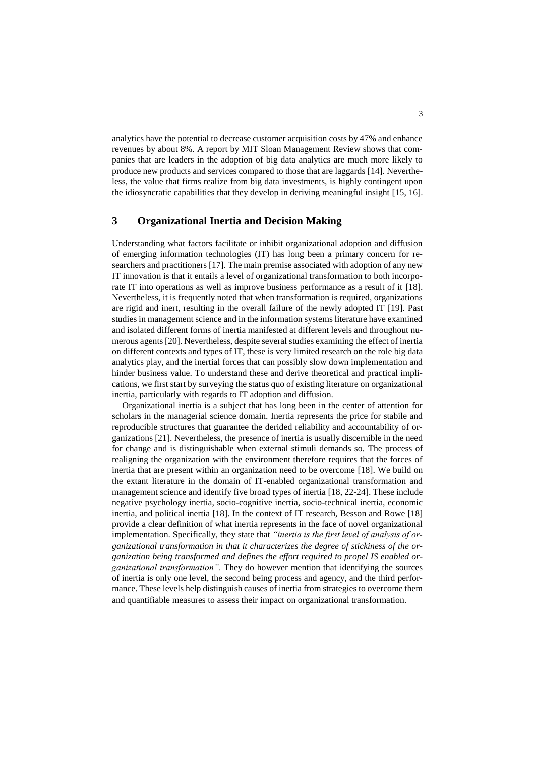analytics have the potential to decrease customer acquisition costs by 47% and enhance revenues by about 8%. A report by MIT Sloan Management Review shows that companies that are leaders in the adoption of big data analytics are much more likely to produce new products and services compared to those that are laggards [14]. Nevertheless, the value that firms realize from big data investments, is highly contingent upon the idiosyncratic capabilities that they develop in deriving meaningful insight [15, 16].

## 3 Organizational Inertia and Decision Making

Understanding what factors facilitate or inhibit organizational adoption and diffusion of emerging information technologies (IT) has long been a primary concern for researchers and practitioners [17]. The main premise associated with adoption of any new IT innovation is that it entails a level of organizational transformation to both incorporate IT into operations as well as improve business performance as a result of it [18]. Nevertheless, it is frequently noted that when transformation is required, organizations are rigid and inert, resulting in the overall failure of the newly adopted IT [19]. Past studies in management science and in the information systems literature have examined and isolated different forms of inertia manifested at different levels and throughout numerous agents [20]. Nevertheless, despite several studies examining the effect of inertia on different contexts and types of IT, these is very limited research on the role big data analytics play, and the inertial forces that can possibly slow down implementation and hinder business value. To understand these and derive theoretical and practical implications, we first start by surveying the status quo of existing literature on organizational inertia, particularly with regards to IT adoption and diffusion.

Organizational inertia is a subject that has long been in the center of attention for scholars in the managerial science domain. Inertia represents the price for stabile and reproducible structures that guarantee the derided reliability and accountability of organizations [21]. Nevertheless, the presence of inertia is usually discernible in the need for change and is distinguishable when external stimuli demands so. The process of realigning the organization with the environment therefore requires that the forces of inertia that are present within an organization need to be overcome [18]. We build on the extant literature in the domain of IT-enabled organizational transformation and management science and identify five broad types of inertia [18, 22-24]. These include negative psychology inertia, socio-cognitive inertia, socio-technical inertia, economic inertia, and political inertia [18]. In the context of IT research, Besson and Rowe [18] provide a clear definition of what inertia represents in the face of novel organizational implementation. Specifically, they state that *"inertia is the first level of analysis of organizational transformation in that it characterizes the degree of stickiness of the organization being transformed and defines the effort required to propel IS enabled organizational transformation".* They do however mention that identifying the sources of inertia is only one level, the second being process and agency, and the third performance. These levels help distinguish causes of inertia from strategies to overcome them and quantifiable measures to assess their impact on organizational transformation.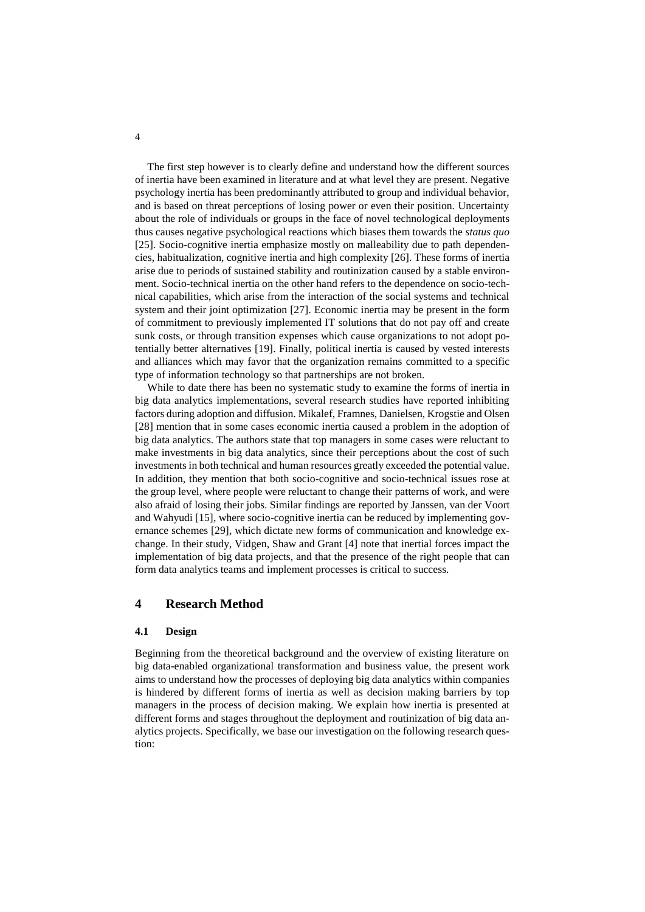The first step however is to clearly define and understand how the different sources of inertia have been examined in literature and at what level they are present. Negative psychology inertia has been predominantly attributed to group and individual behavior, and is based on threat perceptions of losing power or even their position. Uncertainty about the role of individuals or groups in the face of novel technological deployments thus causes negative psychological reactions which biases them towards the *status quo* [25]. Socio-cognitive inertia emphasize mostly on malleability due to path dependencies, habitualization, cognitive inertia and high complexity [26]. These forms of inertia arise due to periods of sustained stability and routinization caused by a stable environment. Socio-technical inertia on the other hand refers to the dependence on socio-technical capabilities, which arise from the interaction of the social systems and technical system and their joint optimization [27]. Economic inertia may be present in the form of commitment to previously implemented IT solutions that do not pay off and create sunk costs, or through transition expenses which cause organizations to not adopt potentially better alternatives [19]. Finally, political inertia is caused by vested interests and alliances which may favor that the organization remains committed to a specific type of information technology so that partnerships are not broken.

While to date there has been no systematic study to examine the forms of inertia in big data analytics implementations, several research studies have reported inhibiting factors during adoption and diffusion. Mikalef, Framnes, Danielsen, Krogstie and Olsen [28] mention that in some cases economic inertia caused a problem in the adoption of big data analytics. The authors state that top managers in some cases were reluctant to make investments in big data analytics, since their perceptions about the cost of such investments in both technical and human resources greatly exceeded the potential value. In addition, they mention that both socio-cognitive and socio-technical issues rose at the group level, where people were reluctant to change their patterns of work, and were also afraid of losing their jobs. Similar findings are reported by Janssen, van der Voort and Wahyudi [15], where socio-cognitive inertia can be reduced by implementing governance schemes [29], which dictate new forms of communication and knowledge exchange. In their study, Vidgen, Shaw and Grant [4] note that inertial forces impact the implementation of big data projects, and that the presence of the right people that can form data analytics teams and implement processes is critical to success.

## 4 Research Method

### 4.1 Design

Beginning from the theoretical background and the overview of existing literature on big data-enabled organizational transformation and business value, the present work aims to understand how the processes of deploying big data analytics within companies is hindered by different forms of inertia as well as decision making barriers by top managers in the process of decision making. We explain how inertia is presented at different forms and stages throughout the deployment and routinization of big data analytics projects. Specifically, we base our investigation on the following research question: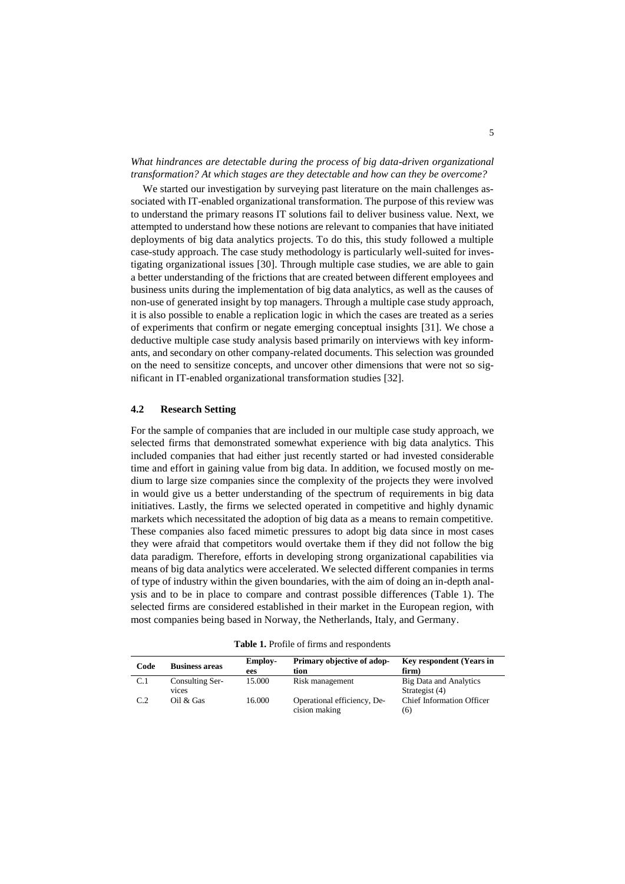*What hindrances are detectable during the process of big data-driven organizational transformation? At which stages are they detectable and how can they be overcome?*

We started our investigation by surveying past literature on the main challenges associated with IT-enabled organizational transformation. The purpose of this review was to understand the primary reasons IT solutions fail to deliver business value. Next, we attempted to understand how these notions are relevant to companies that have initiated deployments of big data analytics projects. To do this, this study followed a multiple case-study approach. The case study methodology is particularly well-suited for investigating organizational issues [30]. Through multiple case studies, we are able to gain a better understanding of the frictions that are created between different employees and business units during the implementation of big data analytics, as well as the causes of non-use of generated insight by top managers. Through a multiple case study approach, it is also possible to enable a replication logic in which the cases are treated as a series of experiments that confirm or negate emerging conceptual insights [31]. We chose a deductive multiple case study analysis based primarily on interviews with key informants, and secondary on other company-related documents. This selection was grounded on the need to sensitize concepts, and uncover other dimensions that were not so significant in IT-enabled organizational transformation studies [32].

### 4.2 Research Setting

For the sample of companies that are included in our multiple case study approach, we selected firms that demonstrated somewhat experience with big data analytics. This included companies that had either just recently started or had invested considerable time and effort in gaining value from big data. In addition, we focused mostly on medium to large size companies since the complexity of the projects they were involved in would give us a better understanding of the spectrum of requirements in big data initiatives. Lastly, the firms we selected operated in competitive and highly dynamic markets which necessitated the adoption of big data as a means to remain competitive. These companies also faced mimetic pressures to adopt big data since in most cases they were afraid that competitors would overtake them if they did not follow the big data paradigm. Therefore, efforts in developing strong organizational capabilities via means of big data analytics were accelerated. We selected different companies in terms of type of industry within the given boundaries, with the aim of doing an in-depth analysis and to be in place to compare and contrast possible differences (Table 1). The selected firms are considered established in their market in the European region, with most companies being based in Norway, the Netherlands, Italy, and Germany.

**Table 1.** Profile of firms and respondents

| Code | Business areas | Employees | Primary objective of adoption | Key respondent (Years in firm) |
|---|---|---|---|---|
| C.1 | Consulting Services | 15.000 | Risk management | Big Data and Analytics Strategist (4) |
| C.2 | Oil & Gas | 16.000 | Operational efficiency, Decision making | Chief Information Officer (6) |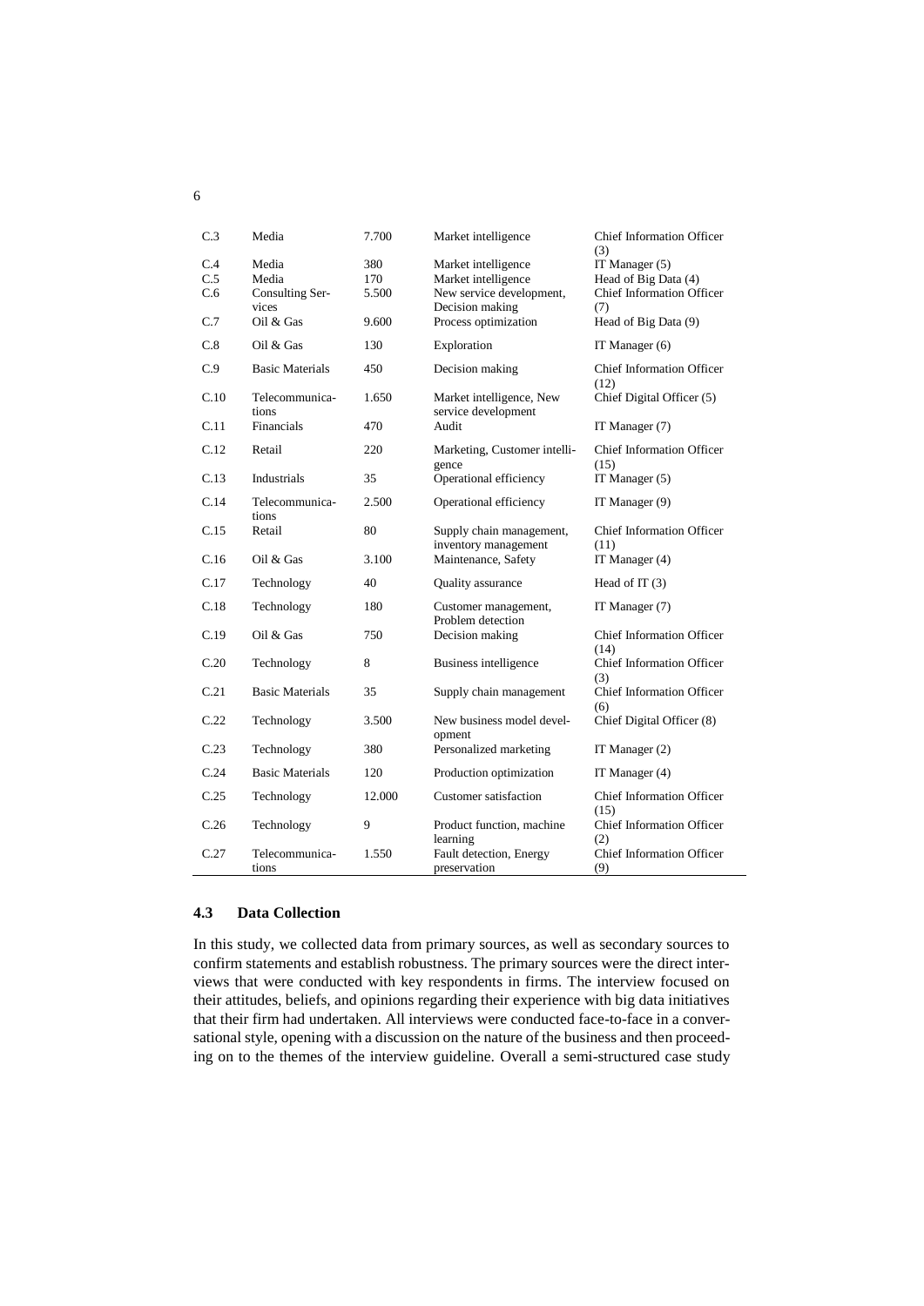| | | | | |
|---|---|---|---|---|
| C.3 | Media | 7.700 | Market intelligence | Chief Information Officer (3) |
| C.4 | Media | 380 | Market intelligence | IT Manager (5) |
| C.5 | Media | 170 | Market intelligence | Head of Big Data (4) |
| C.6 | Consulting Services | 5.500 | New service development, Decision making | Chief Information Officer (7) |
| C.7 | Oil & Gas | 9.600 | Process optimization | Head of Big Data (9) |
| C.8 | Oil & Gas | 130 | Exploration | IT Manager (6) |
| C.9 | Basic Materials | 450 | Decision making | Chief Information Officer (12) |
| C.10 | Telecommunications | 1.650 | Market intelligence, New service development | Chief Digital Officer (5) |
| C.11 | Financials | 470 | Audit | IT Manager (7) |
| C.12 | Retail | 220 | Marketing, Customer intelligence | Chief Information Officer (15) |
| C.13 | Industrials | 35 | Operational efficiency | IT Manager (5) |
| C.14 | Telecommunications | 2.500 | Operational efficiency | IT Manager (9) |
| C.15 | Retail | 80 | Supply chain management, inventory management | Chief Information Officer (11) |
| C.16 | Oil & Gas | 3.100 | Maintenance, Safety | IT Manager (4) |
| C.17 | Technology | 40 | Quality assurance | Head of IT (3) |
| C.18 | Technology | 180 | Customer management, Problem detection | IT Manager (7) |
| C.19 | Oil & Gas | 750 | Decision making | Chief Information Officer (14) |
| C.20 | Technology | 8 | Business intelligence | Chief Information Officer (3) |
| C.21 | Basic Materials | 35 | Supply chain management | Chief Information Officer (6) |
| C.22 | Technology | 3.500 | New business model development | Chief Digital Officer (8) |
| C.23 | Technology | 380 | Personalized marketing | IT Manager (2) |
| C.24 | Basic Materials | 120 | Production optimization | IT Manager (4) |
| C.25 | Technology | 12.000 | Customer satisfaction | Chief Information Officer (15) |
| C.26 | Technology | 9 | Product function, machine learning | Chief Information Officer (2) |
| C.27 | Telecommunications | 1.550 | Fault detection, Energy preservation | Chief Information Officer (9) |

### 4.3 Data Collection

In this study, we collected data from primary sources, as well as secondary sources to confirm statements and establish robustness. The primary sources were the direct interviews that were conducted with key respondents in firms. The interview focused on their attitudes, beliefs, and opinions regarding their experience with big data initiatives that their firm had undertaken. All interviews were conducted face-to-face in a conversational style, opening with a discussion on the nature of the business and then proceeding on to the themes of the interview guideline. Overall a semi-structured case study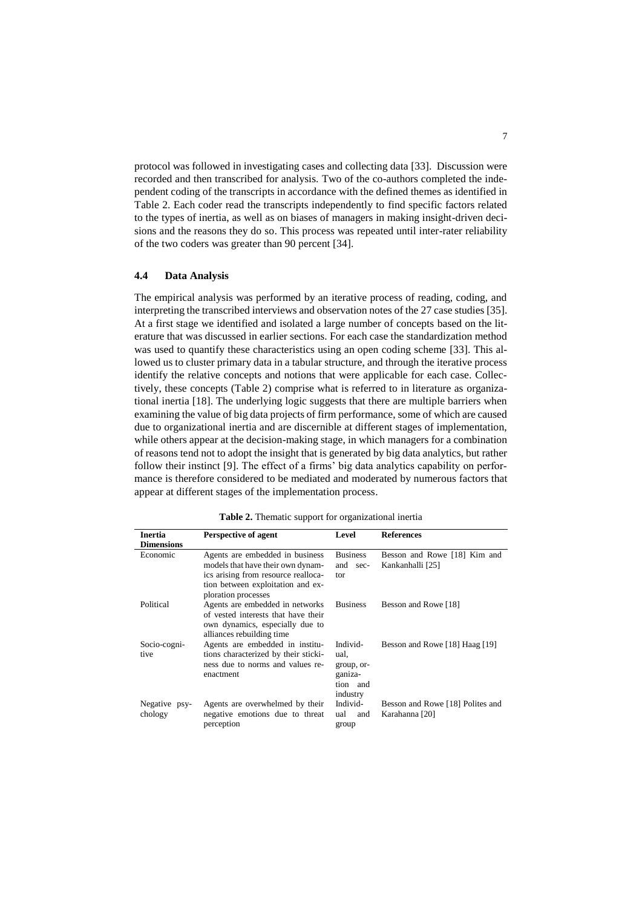protocol was followed in investigating cases and collecting data [33]. Discussion were recorded and then transcribed for analysis. Two of the co-authors completed the independent coding of the transcripts in accordance with the defined themes as identified in Table 2. Each coder read the transcripts independently to find specific factors related to the types of inertia, as well as on biases of managers in making insight-driven decisions and the reasons they do so. This process was repeated until inter-rater reliability of the two coders was greater than 90 percent [34].

### 4.4 Data Analysis

The empirical analysis was performed by an iterative process of reading, coding, and interpreting the transcribed interviews and observation notes of the 27 case studies [35]. At a first stage we identified and isolated a large number of concepts based on the literature that was discussed in earlier sections. For each case the standardization method was used to quantify these characteristics using an open coding scheme [33]. This allowed us to cluster primary data in a tabular structure, and through the iterative process identify the relative concepts and notions that were applicable for each case. Collectively, these concepts (Table 2) comprise what is referred to in literature as organizational inertia [18]. The underlying logic suggests that there are multiple barriers when examining the value of big data projects of firm performance, some of which are caused due to organizational inertia and are discernible at different stages of implementation, while others appear at the decision-making stage, in which managers for a combination of reasons tend not to adopt the insight that is generated by big data analytics, but rather follow their instinct [9]. The effect of a firms' big data analytics capability on performance is therefore considered to be mediated and moderated by numerous factors that appear at different stages of the implementation process.

**Table 2.** Thematic support for organizational inertia

| Inertia Dimensions | Perspective of agent | Level | References |
|---|---|---|---|
| Economic | Agents are embedded in business models that have their own dynamics arising from resource reallocation between exploitation and exploration processes | Business and sector | Besson and Rowe [18] Kim and Kankanhalli [25] |
| Political | Agents are embedded in networks of vested interests that have their own dynamics, especially due to alliances rebuilding time | Business | Besson and Rowe [18] |
| Socio-cognitive | Agents are embedded in institutions characterized by their stickiness due to norms and values reenactment | Individual, group, organization and industry | Besson and Rowe [18] Haag [19] |
| Negative psychology | Agents are overwhelmed by their negative emotions due to threat perception | Individual and group | Besson and Rowe [18] Polites and Karahanna [20] |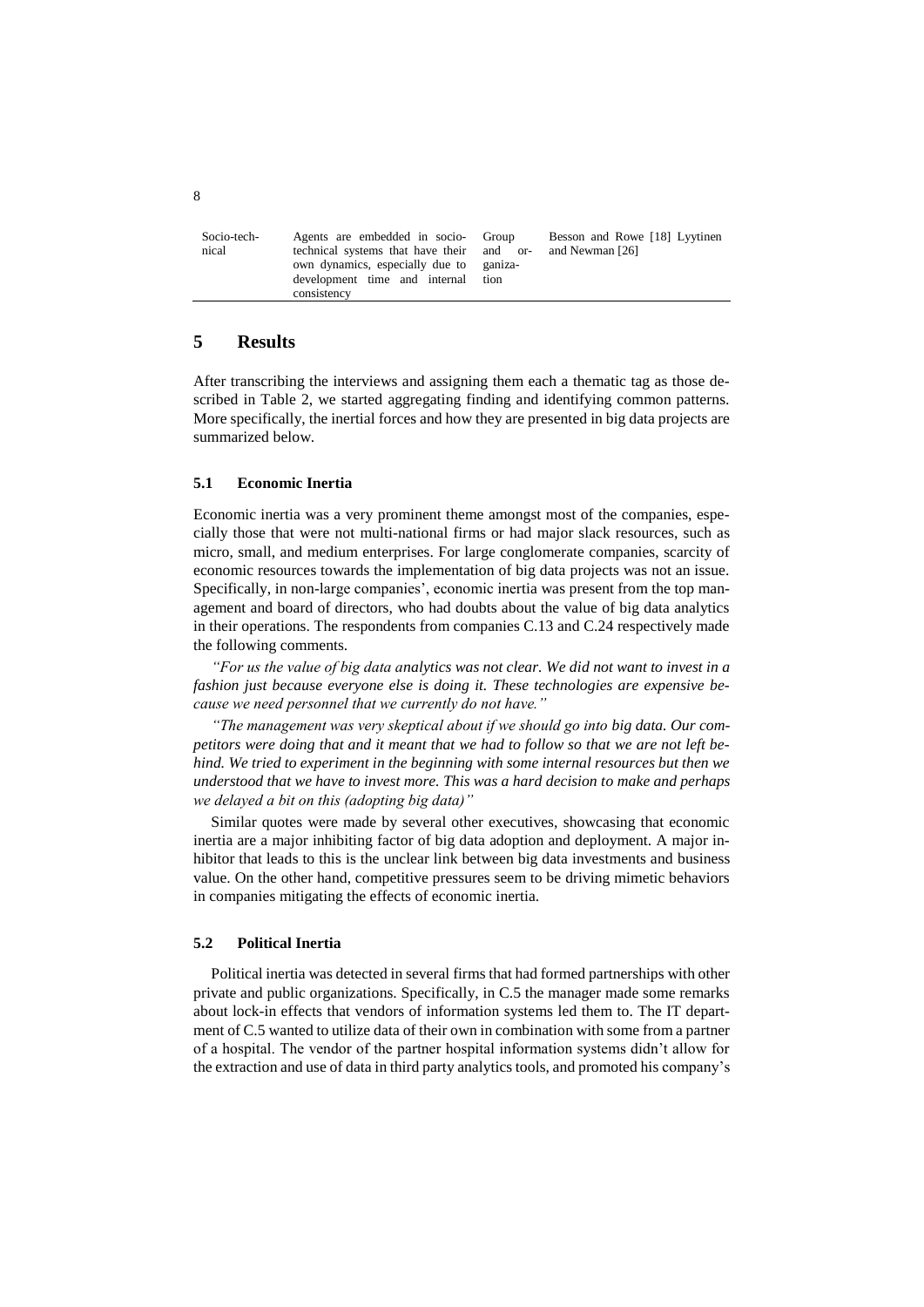| | | | |
|---|---|---|---|
| Socio-technical | Agents are embedded in socio-technical systems that have their own dynamics, especially due to development time and internal consistency | Group and organization | Besson and Rowe [18] Lyytinen and Newman [26] |

## 5 Results

After transcribing the interviews and assigning them each a thematic tag as those described in Table 2, we started aggregating finding and identifying common patterns. More specifically, the inertial forces and how they are presented in big data projects are summarized below.

### 5.1 Economic Inertia

Economic inertia was a very prominent theme amongst most of the companies, especially those that were not multi-national firms or had major slack resources, such as micro, small, and medium enterprises. For large conglomerate companies, scarcity of economic resources towards the implementation of big data projects was not an issue. Specifically, in non-large companies', economic inertia was present from the top management and board of directors, who had doubts about the value of big data analytics in their operations. The respondents from companies C.13 and C.24 respectively made the following comments.

*"For us the value of big data analytics was not clear. We did not want to invest in a fashion just because everyone else is doing it. These technologies are expensive because we need personnel that we currently do not have."*

*"The management was very skeptical about if we should go into big data. Our competitors were doing that and it meant that we had to follow so that we are not left behind. We tried to experiment in the beginning with some internal resources but then we understood that we have to invest more. This was a hard decision to make and perhaps we delayed a bit on this (adopting big data)"*

Similar quotes were made by several other executives, showcasing that economic inertia are a major inhibiting factor of big data adoption and deployment. A major inhibitor that leads to this is the unclear link between big data investments and business value. On the other hand, competitive pressures seem to be driving mimetic behaviors in companies mitigating the effects of economic inertia.

### 5.2 Political Inertia

Political inertia was detected in several firms that had formed partnerships with other private and public organizations. Specifically, in C.5 the manager made some remarks about lock-in effects that vendors of information systems led them to. The IT department of C.5 wanted to utilize data of their own in combination with some from a partner of a hospital. The vendor of the partner hospital information systems didn't allow for the extraction and use of data in third party analytics tools, and promoted his company's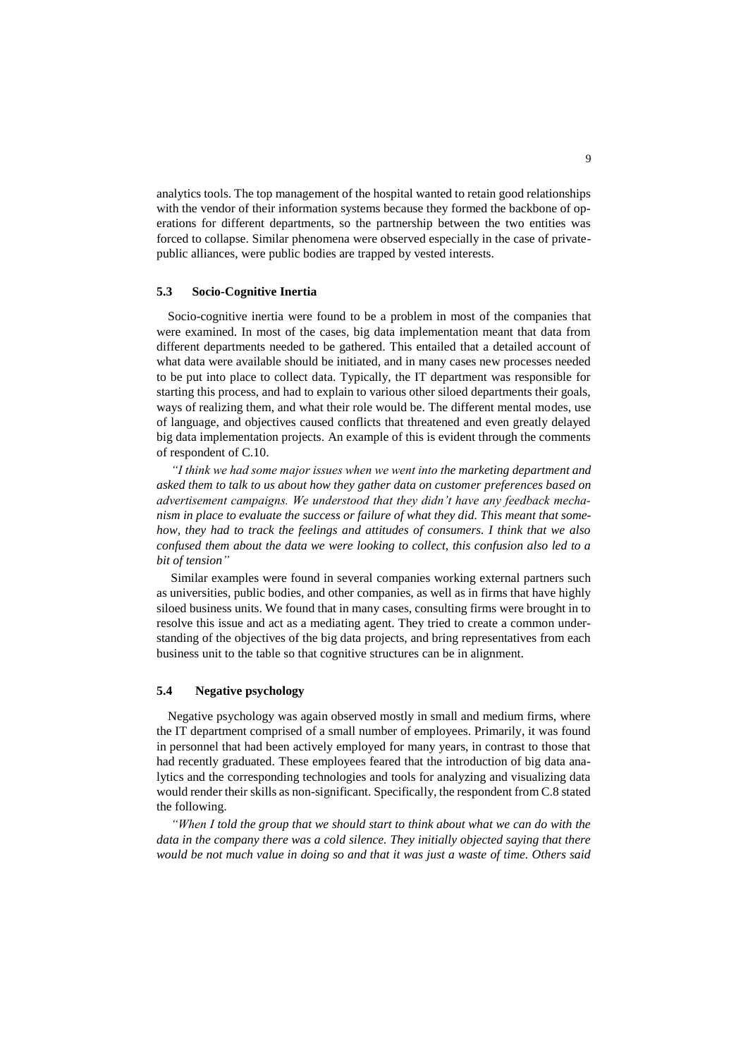analytics tools. The top management of the hospital wanted to retain good relationships with the vendor of their information systems because they formed the backbone of operations for different departments, so the partnership between the two entities was forced to collapse. Similar phenomena were observed especially in the case of private-public alliances, were public bodies are trapped by vested interests.

### 5.3 Socio-Cognitive Inertia

Socio-cognitive inertia were found to be a problem in most of the companies that were examined. In most of the cases, big data implementation meant that data from different departments needed to be gathered. This entailed that a detailed account of what data were available should be initiated, and in many cases new processes needed to be put into place to collect data. Typically, the IT department was responsible for starting this process, and had to explain to various other siloed departments their goals, ways of realizing them, and what their role would be. The different mental modes, use of language, and objectives caused conflicts that threatened and even greatly delayed big data implementation projects. An example of this is evident through the comments of respondent of C.10.

*"I think we had some major issues when we went into the marketing department and asked them to talk to us about how they gather data on customer preferences based on advertisement campaigns. We understood that they didn't have any feedback mechanism in place to evaluate the success or failure of what they did. This meant that somehow, they had to track the feelings and attitudes of consumers. I think that we also confused them about the data we were looking to collect, this confusion also led to a bit of tension"*

Similar examples were found in several companies working external partners such as universities, public bodies, and other companies, as well as in firms that have highly siloed business units. We found that in many cases, consulting firms were brought in to resolve this issue and act as a mediating agent. They tried to create a common understanding of the objectives of the big data projects, and bring representatives from each business unit to the table so that cognitive structures can be in alignment.

### 5.4 Negative psychology

Negative psychology was again observed mostly in small and medium firms, where the IT department comprised of a small number of employees. Primarily, it was found in personnel that had been actively employed for many years, in contrast to those that had recently graduated. These employees feared that the introduction of big data analytics and the corresponding technologies and tools for analyzing and visualizing data would render their skills as non-significant. Specifically, the respondent from C.8 stated the following.

*"When I told the group that we should start to think about what we can do with the data in the company there was a cold silence. They initially objected saying that there would be not much value in doing so and that it was just a waste of time. Others said*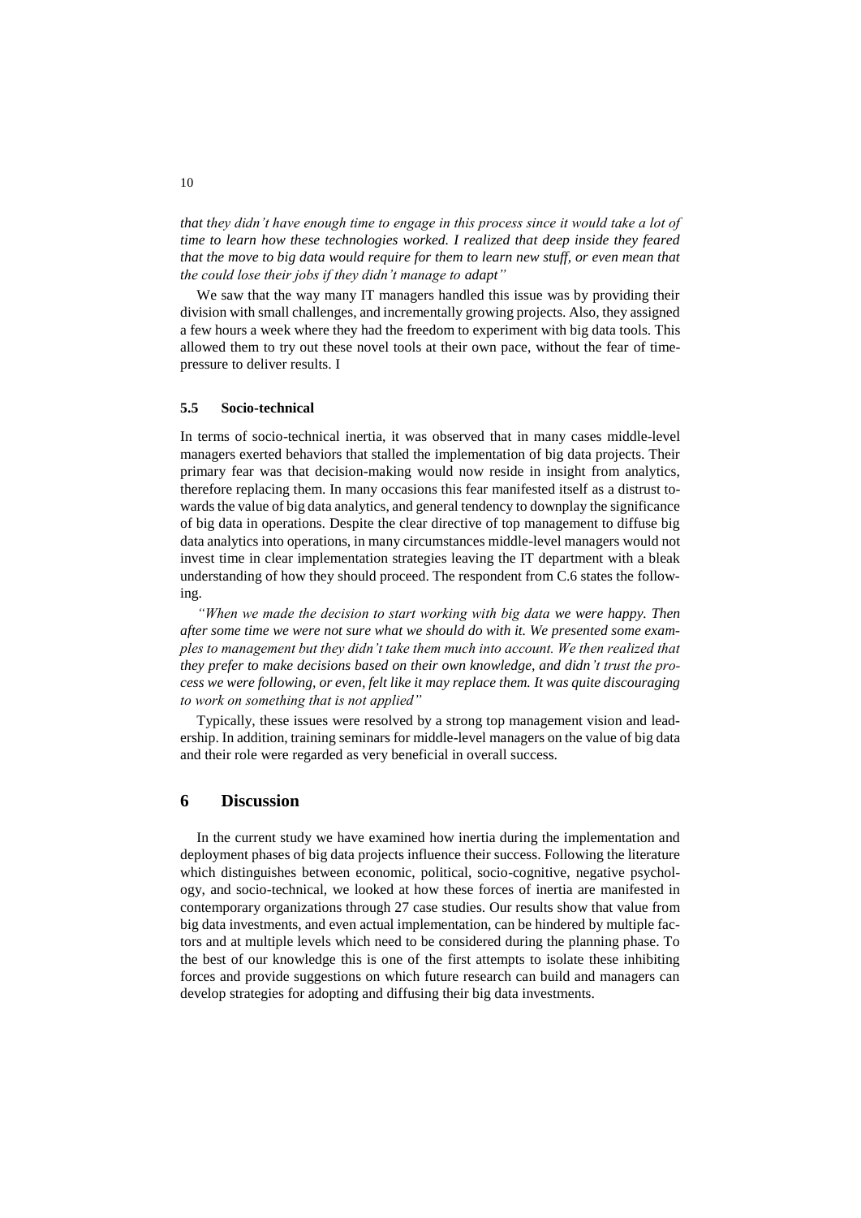*that they didn't have enough time to engage in this process since it would take a lot of time to learn how these technologies worked. I realized that deep inside they feared that the move to big data would require for them to learn new stuff, or even mean that the could lose their jobs if they didn't manage to adapt"*

We saw that the way many IT managers handled this issue was by providing their division with small challenges, and incrementally growing projects. Also, they assigned a few hours a week where they had the freedom to experiment with big data tools. This allowed them to try out these novel tools at their own pace, without the fear of time-pressure to deliver results. I

### 5.5 Socio-technical

In terms of socio-technical inertia, it was observed that in many cases middle-level managers exerted behaviors that stalled the implementation of big data projects. Their primary fear was that decision-making would now reside in insight from analytics, therefore replacing them. In many occasions this fear manifested itself as a distrust towards the value of big data analytics, and general tendency to downplay the significance of big data in operations. Despite the clear directive of top management to diffuse big data analytics into operations, in many circumstances middle-level managers would not invest time in clear implementation strategies leaving the IT department with a bleak understanding of how they should proceed. The respondent from C.6 states the following.

*"When we made the decision to start working with big data we were happy. Then after some time we were not sure what we should do with it. We presented some examples to management but they didn't take them much into account. We then realized that they prefer to make decisions based on their own knowledge, and didn't trust the process we were following, or even, felt like it may replace them. It was quite discouraging to work on something that is not applied"*

Typically, these issues were resolved by a strong top management vision and leadership. In addition, training seminars for middle-level managers on the value of big data and their role were regarded as very beneficial in overall success.

## 6 Discussion

In the current study we have examined how inertia during the implementation and deployment phases of big data projects influence their success. Following the literature which distinguishes between economic, political, socio-cognitive, negative psychology, and socio-technical, we looked at how these forces of inertia are manifested in contemporary organizations through 27 case studies. Our results show that value from big data investments, and even actual implementation, can be hindered by multiple factors and at multiple levels which need to be considered during the planning phase. To the best of our knowledge this is one of the first attempts to isolate these inhibiting forces and provide suggestions on which future research can build and managers can develop strategies for adopting and diffusing their big data investments.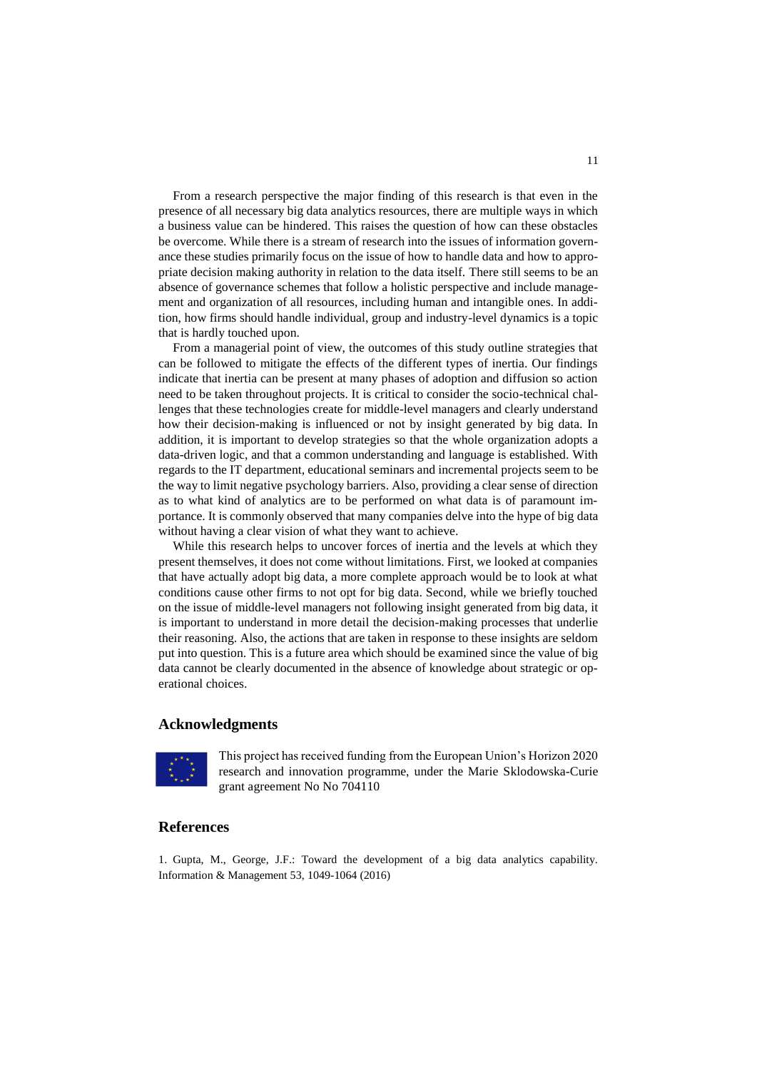From a research perspective the major finding of this research is that even in the presence of all necessary big data analytics resources, there are multiple ways in which a business value can be hindered. This raises the question of how can these obstacles be overcome. While there is a stream of research into the issues of information governance these studies primarily focus on the issue of how to handle data and how to appropriate decision making authority in relation to the data itself. There still seems to be an absence of governance schemes that follow a holistic perspective and include management and organization of all resources, including human and intangible ones. In addition, how firms should handle individual, group and industry-level dynamics is a topic that is hardly touched upon.

From a managerial point of view, the outcomes of this study outline strategies that can be followed to mitigate the effects of the different types of inertia. Our findings indicate that inertia can be present at many phases of adoption and diffusion so action need to be taken throughout projects. It is critical to consider the socio-technical challenges that these technologies create for middle-level managers and clearly understand how their decision-making is influenced or not by insight generated by big data. In addition, it is important to develop strategies so that the whole organization adopts a data-driven logic, and that a common understanding and language is established. With regards to the IT department, educational seminars and incremental projects seem to be the way to limit negative psychology barriers. Also, providing a clear sense of direction as to what kind of analytics are to be performed on what data is of paramount importance. It is commonly observed that many companies delve into the hype of big data without having a clear vision of what they want to achieve.

While this research helps to uncover forces of inertia and the levels at which they present themselves, it does not come without limitations. First, we looked at companies that have actually adopt big data, a more complete approach would be to look at what conditions cause other firms to not opt for big data. Second, while we briefly touched on the issue of middle-level managers not following insight generated from big data, it is important to understand in more detail the decision-making processes that underlie their reasoning. Also, the actions that are taken in response to these insights are seldom put into question. This is a future area which should be examined since the value of big data cannot be clearly documented in the absence of knowledge about strategic or operational choices.

## Acknowledgments

This project has received funding from the European Union's Horizon 2020 research and innovation programme, under the Marie Sklodowska-Curie grant agreement No No 704110

## References

1. Gupta, M., George, J.F.: Toward the development of a big data analytics capability. Information & Management 53, 1049-1064 (2016)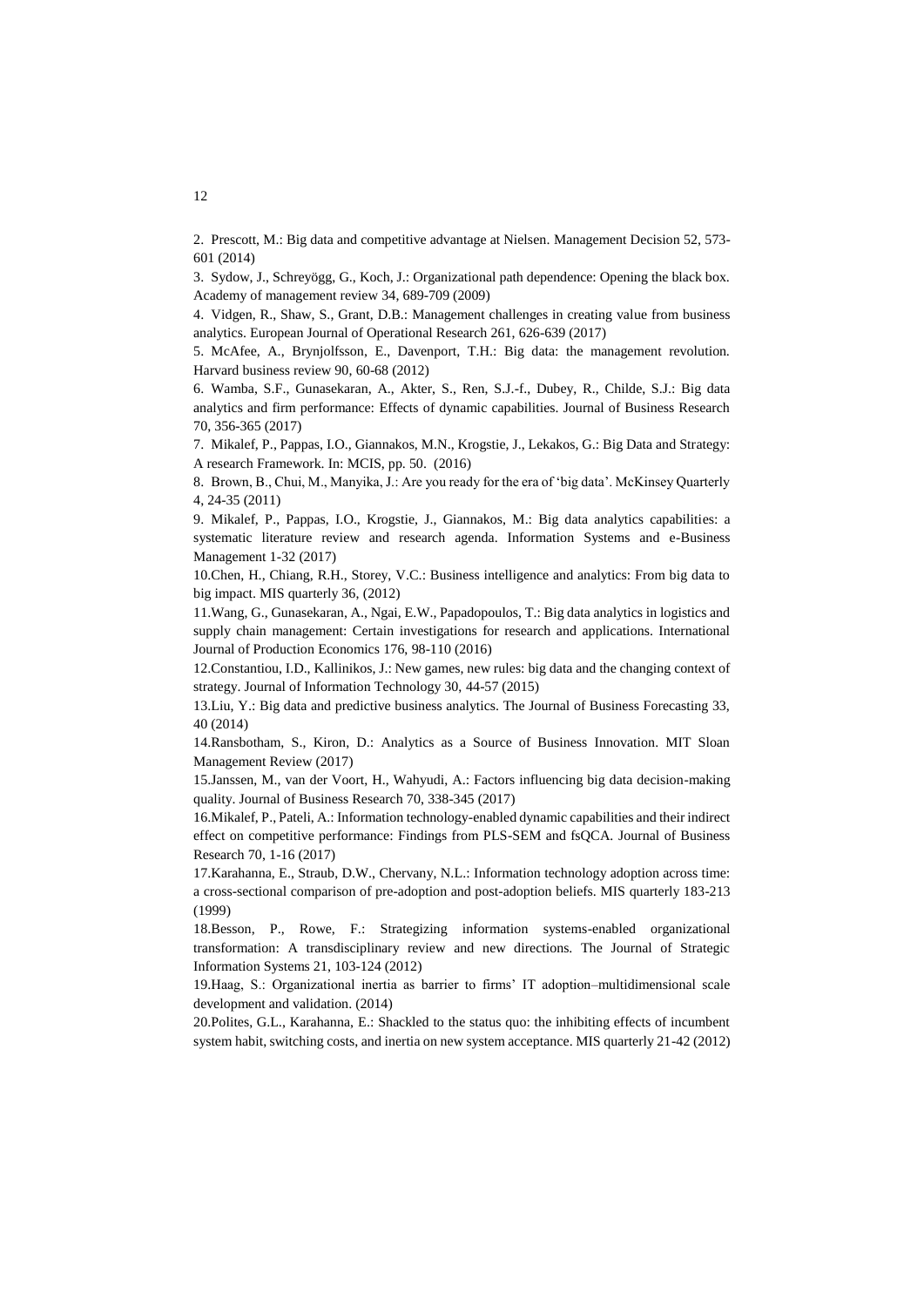2. Prescott, M.: Big data and competitive advantage at Nielsen. Management Decision 52, 573-601 (2014)

3. Sydow, J., Schreyögg, G., Koch, J.: Organizational path dependence: Opening the black box. Academy of management review 34, 689-709 (2009)

4. Vidgen, R., Shaw, S., Grant, D.B.: Management challenges in creating value from business analytics. European Journal of Operational Research 261, 626-639 (2017)

5. McAfee, A., Brynjolfsson, E., Davenport, T.H.: Big data: the management revolution. Harvard business review 90, 60-68 (2012)

6. Wamba, S.F., Gunasekaran, A., Akter, S., Ren, S.J.-f., Dubey, R., Childe, S.J.: Big data analytics and firm performance: Effects of dynamic capabilities. Journal of Business Research 70, 356-365 (2017)

7. Mikalef, P., Pappas, I.O., Giannakos, M.N., Krogstie, J., Lekakos, G.: Big Data and Strategy: A research Framework. In: MCIS, pp. 50. (2016)

8. Brown, B., Chui, M., Manyika, J.: Are you ready for the era of 'big data'. McKinsey Quarterly 4, 24-35 (2011)

9. Mikalef, P., Pappas, I.O., Krogstie, J., Giannakos, M.: Big data analytics capabilities: a systematic literature review and research agenda. Information Systems and e-Business Management 1-32 (2017)

10.Chen, H., Chiang, R.H., Storey, V.C.: Business intelligence and analytics: From big data to big impact. MIS quarterly 36, (2012)

11.Wang, G., Gunasekaran, A., Ngai, E.W., Papadopoulos, T.: Big data analytics in logistics and supply chain management: Certain investigations for research and applications. International Journal of Production Economics 176, 98-110 (2016)

12.Constantiou, I.D., Kallinikos, J.: New games, new rules: big data and the changing context of strategy. Journal of Information Technology 30, 44-57 (2015)

13.Liu, Y.: Big data and predictive business analytics. The Journal of Business Forecasting 33, 40 (2014)

14.Ransbotham, S., Kiron, D.: Analytics as a Source of Business Innovation. MIT Sloan Management Review (2017)

15.Janssen, M., van der Voort, H., Wahyudi, A.: Factors influencing big data decision-making quality. Journal of Business Research 70, 338-345 (2017)

16.Mikalef, P., Pateli, A.: Information technology-enabled dynamic capabilities and their indirect effect on competitive performance: Findings from PLS-SEM and fsQCA. Journal of Business Research 70, 1-16 (2017)

17.Karahanna, E., Straub, D.W., Chervany, N.L.: Information technology adoption across time: a cross-sectional comparison of pre-adoption and post-adoption beliefs. MIS quarterly 183-213 (1999)

18.Besson, P., Rowe, F.: Strategizing information systems-enabled organizational transformation: A transdisciplinary review and new directions. The Journal of Strategic Information Systems 21, 103-124 (2012)

19.Haag, S.: Organizational inertia as barrier to firms' IT adoption–multidimensional scale development and validation. (2014)

20.Polites, G.L., Karahanna, E.: Shackled to the status quo: the inhibiting effects of incumbent system habit, switching costs, and inertia on new system acceptance. MIS quarterly 21-42 (2012)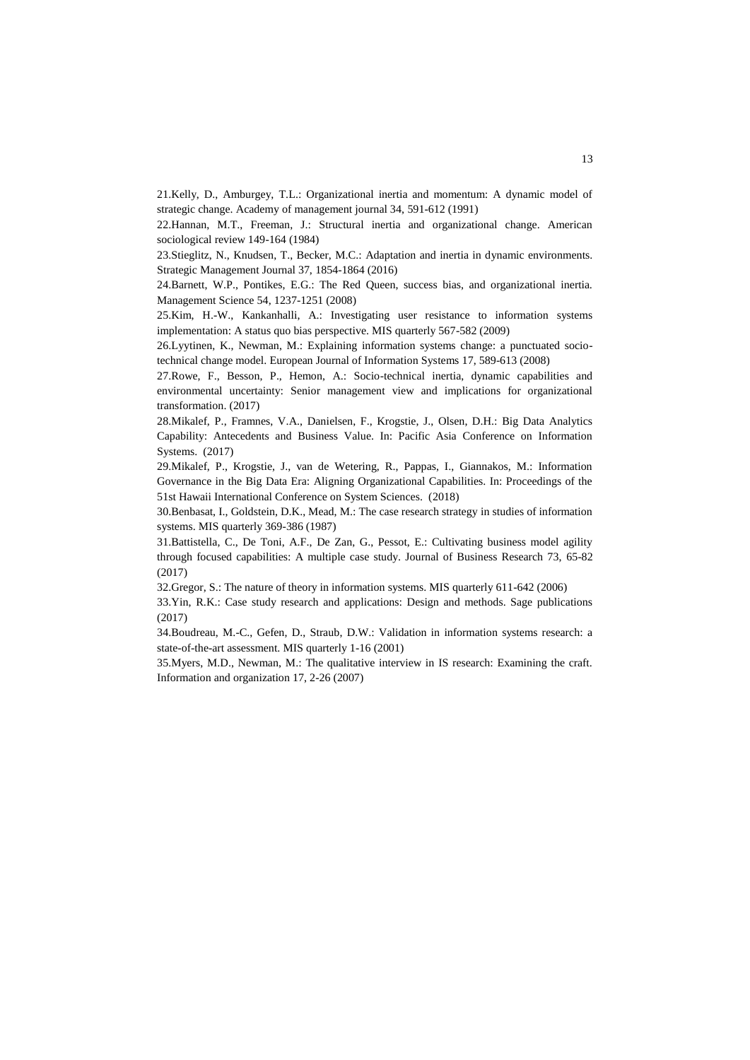21.Kelly, D., Amburgey, T.L.: Organizational inertia and momentum: A dynamic model of strategic change. Academy of management journal 34, 591-612 (1991)

22.Hannan, M.T., Freeman, J.: Structural inertia and organizational change. American sociological review 149-164 (1984)

23.Stieglitz, N., Knudsen, T., Becker, M.C.: Adaptation and inertia in dynamic environments. Strategic Management Journal 37, 1854-1864 (2016)

24.Barnett, W.P., Pontikes, E.G.: The Red Queen, success bias, and organizational inertia. Management Science 54, 1237-1251 (2008)

25.Kim, H.-W., Kankanhalli, A.: Investigating user resistance to information systems implementation: A status quo bias perspective. MIS quarterly 567-582 (2009)

26.Lyytinen, K., Newman, M.: Explaining information systems change: a punctuated socio-technical change model. European Journal of Information Systems 17, 589-613 (2008)

27.Rowe, F., Besson, P., Hemon, A.: Socio-technical inertia, dynamic capabilities and environmental uncertainty: Senior management view and implications for organizational transformation. (2017)

28.Mikalef, P., Framnes, V.A., Danielsen, F., Krogstie, J., Olsen, D.H.: Big Data Analytics Capability: Antecedents and Business Value. In: Pacific Asia Conference on Information Systems. (2017)

29.Mikalef, P., Krogstie, J., van de Wetering, R., Pappas, I., Giannakos, M.: Information Governance in the Big Data Era: Aligning Organizational Capabilities. In: Proceedings of the 51st Hawaii International Conference on System Sciences. (2018)

30.Benbasat, I., Goldstein, D.K., Mead, M.: The case research strategy in studies of information systems. MIS quarterly 369-386 (1987)

31.Battistella, C., De Toni, A.F., De Zan, G., Pessot, E.: Cultivating business model agility through focused capabilities: A multiple case study. Journal of Business Research 73, 65-82 (2017)

32.Gregor, S.: The nature of theory in information systems. MIS quarterly 611-642 (2006)

33.Yin, R.K.: Case study research and applications: Design and methods. Sage publications (2017)

34.Boudreau, M.-C., Gefen, D., Straub, D.W.: Validation in information systems research: a state-of-the-art assessment. MIS quarterly 1-16 (2001)

35.Myers, M.D., Newman, M.: The qualitative interview in IS research: Examining the craft. Information and organization 17, 2-26 (2007)